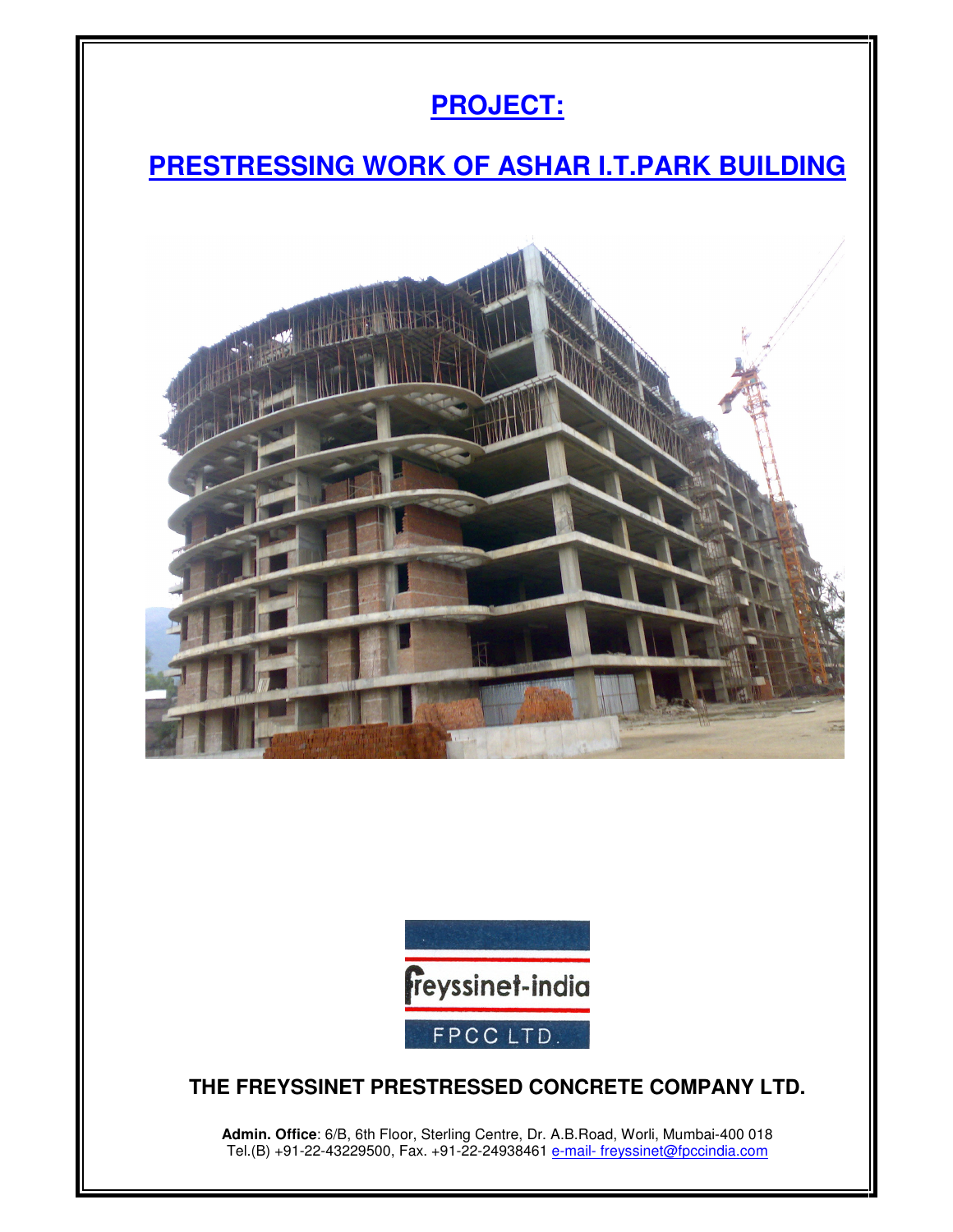# PROJECT:

## PRESTRESSING WORK OF ASHAR I.T.PARK BUILDING

freyssinet-india

FPCC LTD.

**THE FREYSSINET PRESTRESSED CONCRETE COMPANY LTD.**

**Admin. Office**: 6/B, 6th Floor, Sterling Centre, Dr. A.B.Road, Worli, Mumbai-400 018
Tel.(B) +91-22-43229500, Fax. +91-22-24938461 e-mail- freyssinet@fpccindia.com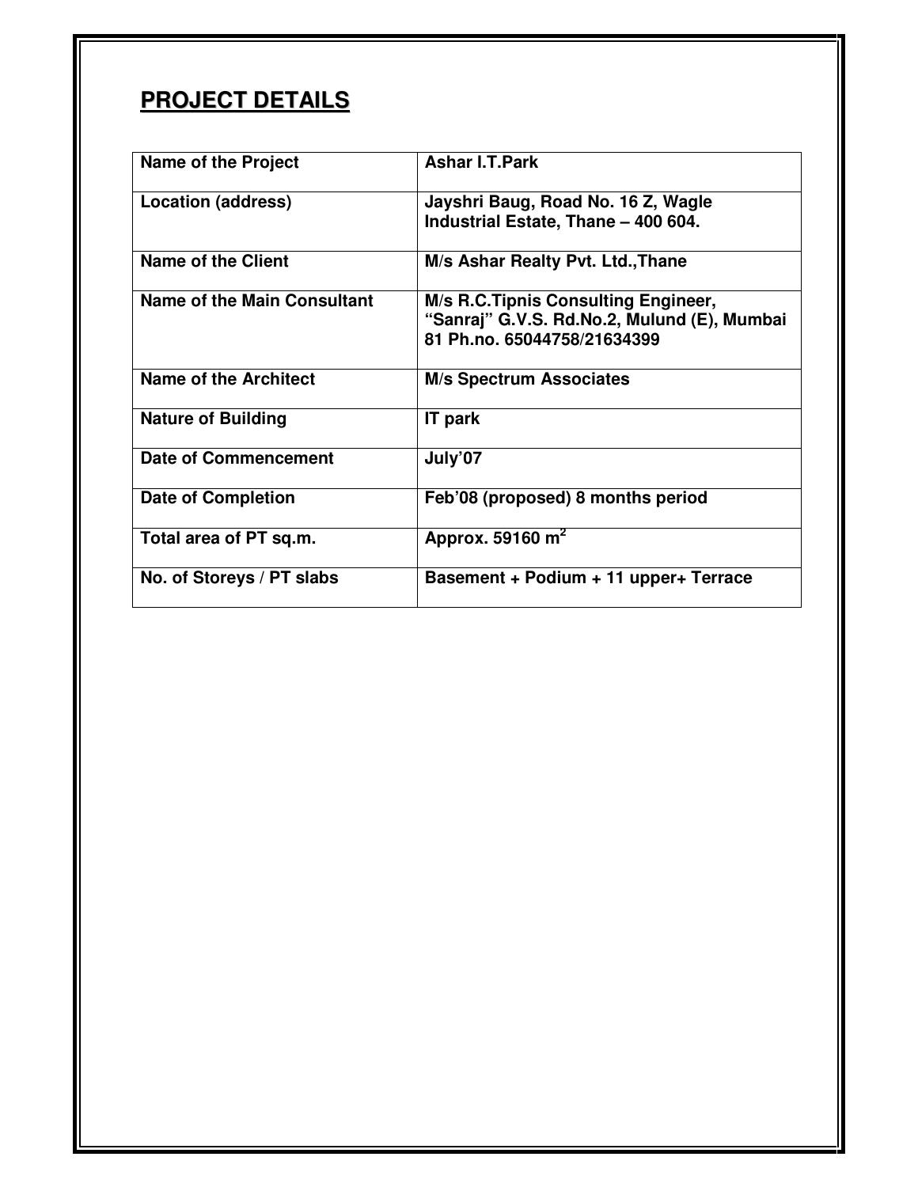## **PROJECT DETAILS**

| **Name of the Project** | **Ashar I.T.Park** |
|---|---|
| **Location (address)** | **Jayshri Baug, Road No. 16 Z, Wagle Industrial Estate, Thane – 400 604.** |
| **Name of the Client** | **M/s Ashar Realty Pvt. Ltd.,Thane** |
| **Name of the Main Consultant** | **M/s R.C.Tipnis Consulting Engineer, "Sanraj" G.V.S. Rd.No.2, Mulund (E), Mumbai 81 Ph.no. 65044758/21634399** |
| **Name of the Architect** | **M/s Spectrum Associates** |
| **Nature of Building** | **IT park** |
| **Date of Commencement** | **July'07** |
| **Date of Completion** | **Feb'08 (proposed) 8 months period** |
| **Total area of PT sq.m.** | **Approx. 59160 $m^2$** |
| **No. of Storeys / PT slabs** | **Basement + Podium + 11 upper+ Terrace** |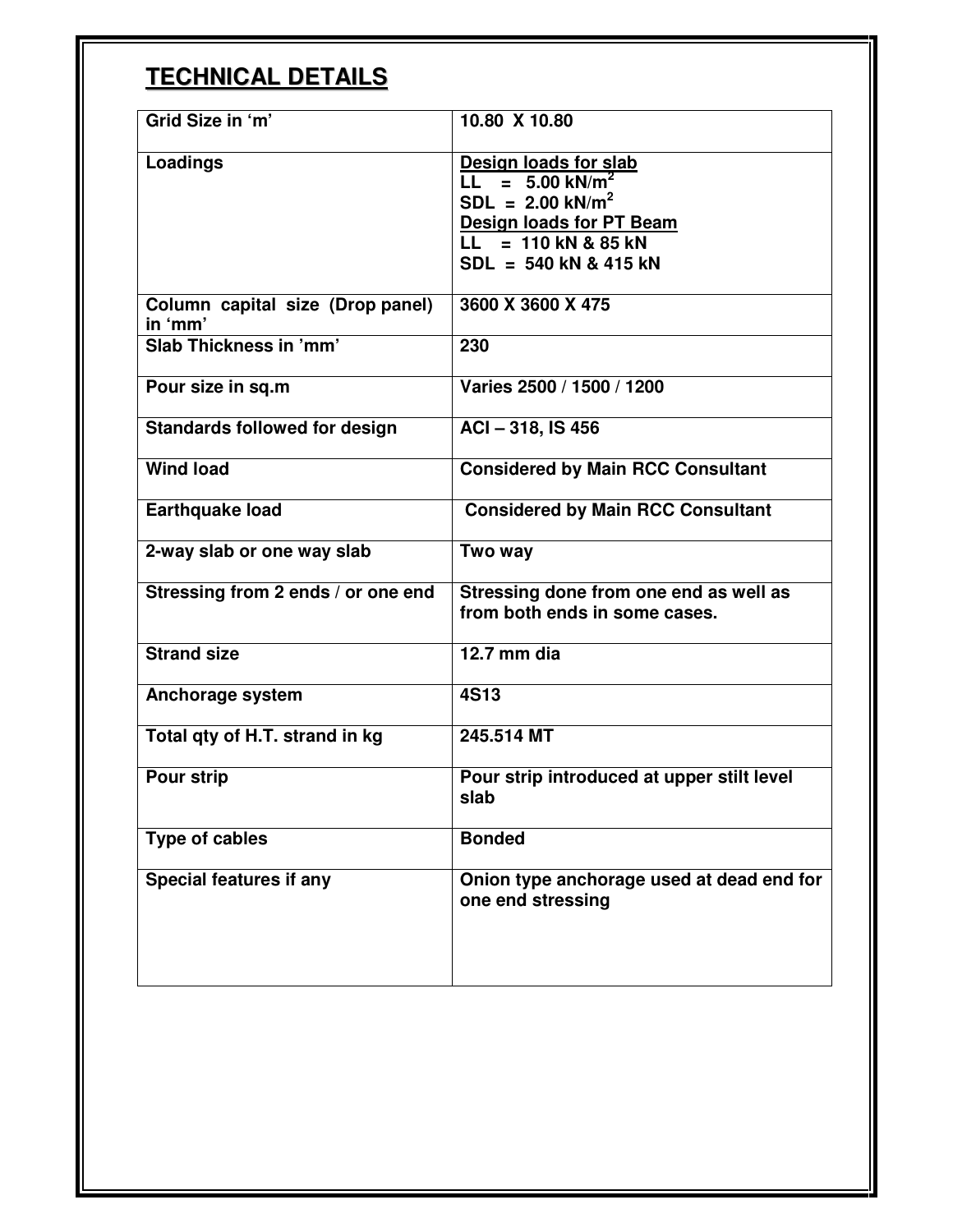# TECHNICAL DETAILS

| Grid Size in 'm' | 10.80 X 10.80 |
|---|---|
| Loadings | Design loads for slab<br>LL = 5.00 kN/m$^2$<br>SDL = 2.00 kN/m$^2$<br>Design loads for PT Beam<br>LL = 110 kN & 85 kN<br>SDL = 540 kN & 415 kN |
| Column capital size (Drop panel) in 'mm' | 3600 X 3600 X 475 |
| Slab Thickness in 'mm' | 230 |
| Pour size in sq.m | Varies 2500 / 1500 / 1200 |
| Standards followed for design | ACI – 318, IS 456 |
| Wind load | Considered by Main RCC Consultant |
| Earthquake load | Considered by Main RCC Consultant |
| 2-way slab or one way slab | Two way |
| Stressing from 2 ends / or one end | Stressing done from one end as well as from both ends in some cases. |
| Strand size | 12.7 mm dia |
| Anchorage system | 4S13 |
| Total qty of H.T. strand in kg | 245.514 MT |
| Pour strip | Pour strip introduced at upper stilt level slab |
| Type of cables | Bonded |
| Special features if any | Onion type anchorage used at dead end for one end stressing |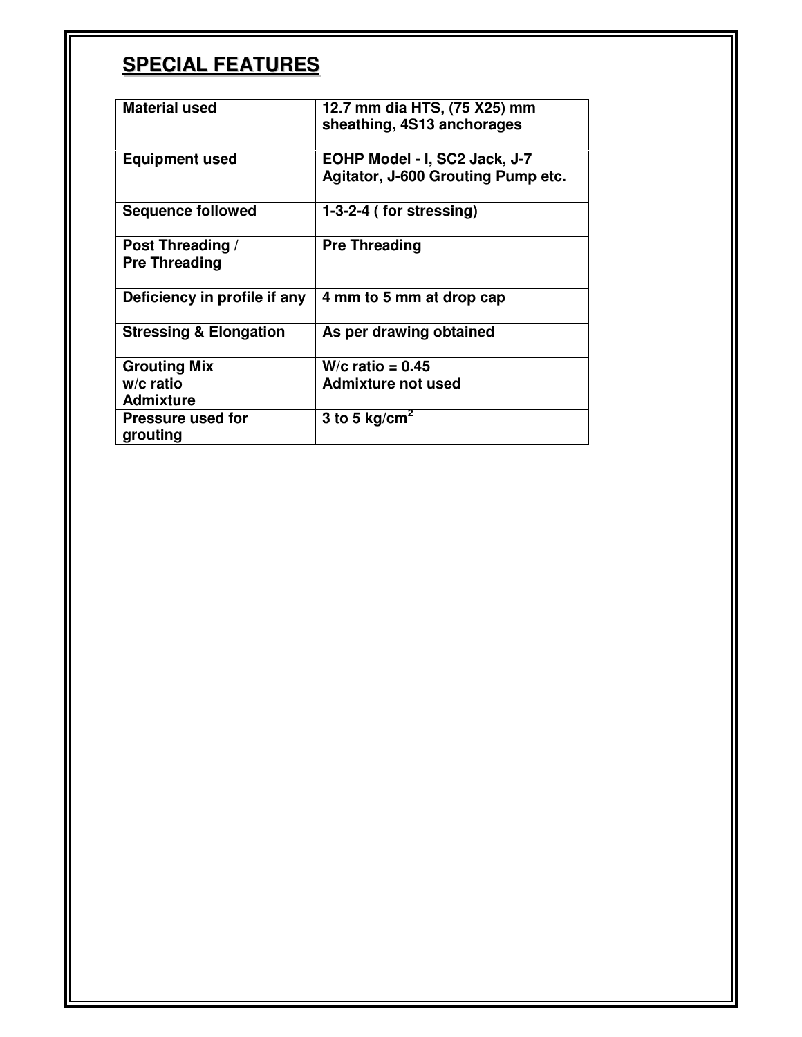## SPECIAL FEATURES

| | |
|---|---|
| **Material used** | **12.7 mm dia HTS, (75 X25) mm sheathing, 4S13 anchorages** |
| **Equipment used** | **EOHP Model - I, SC2 Jack, J-7 Agitator, J-600 Grouting Pump etc.** |
| **Sequence followed** | **1-3-2-4 ( for stressing)** |
| **Post Threading / Pre Threading** | **Pre Threading** |
| **Deficiency in profile if any** | **4 mm to 5 mm at drop cap** |
| **Stressing & Elongation** | **As per drawing obtained** |
| **Grouting Mix w/c ratio Admixture** | **W/c ratio = 0.45 Admixture not used** |
| **Pressure used for grouting** | **3 to 5 kg/cm$^2$** |